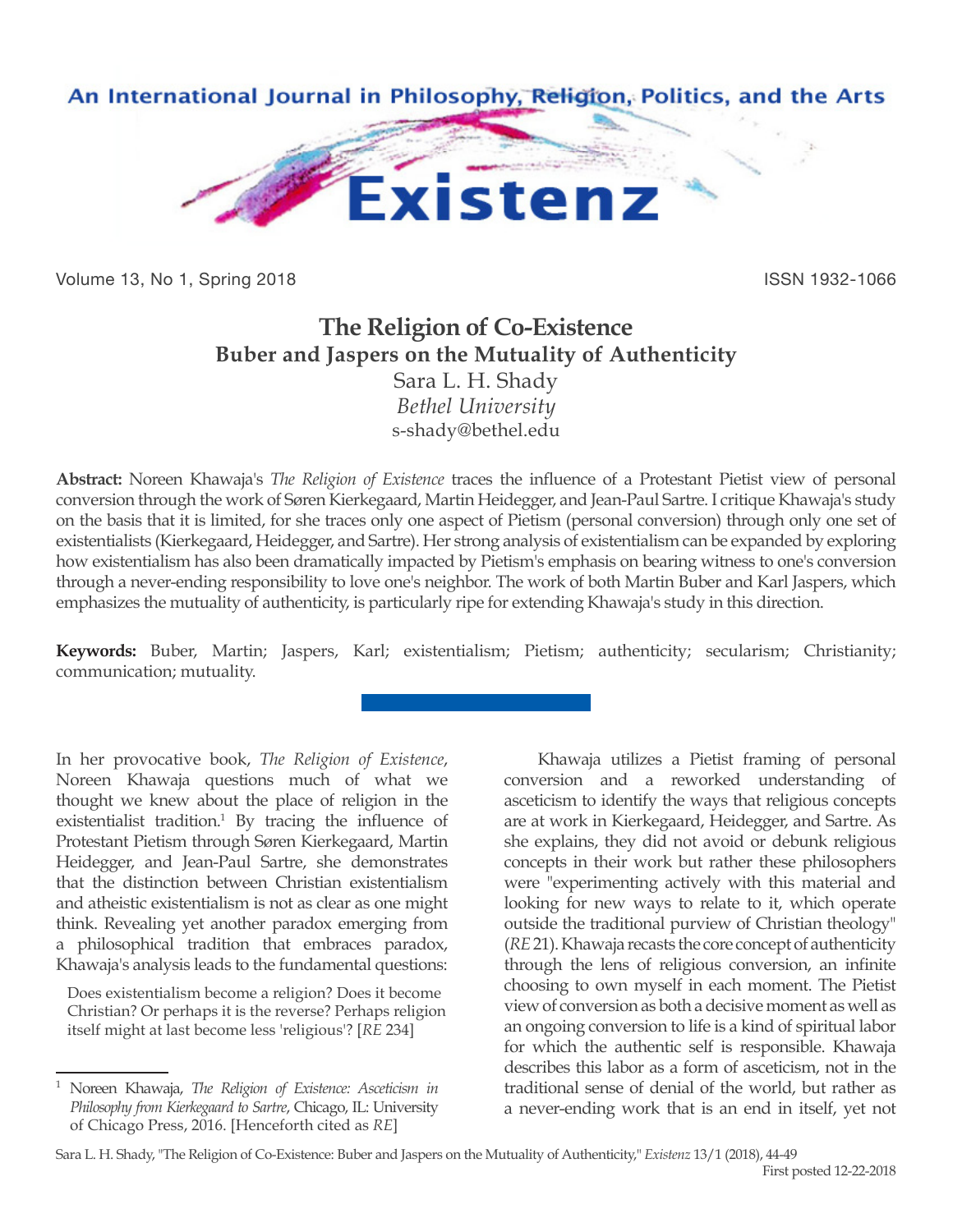# The Religion of Co-Existence
## Buber and Jaspers on the Mutuality of Authenticity

Sara L. H. Shady
*Bethel University*
s-shady@bethel.edu

**Abstract:** Noreen Khawaja's *The Religion of Existence* traces the influence of a Protestant Pietist view of personal conversion through the work of Søren Kierkegaard, Martin Heidegger, and Jean-Paul Sartre. I critique Khawaja's study on the basis that it is limited, for she traces only one aspect of Pietism (personal conversion) through only one set of existentialists (Kierkegaard, Heidegger, and Sartre). Her strong analysis of existentialism can be expanded by exploring how existentialism has also been dramatically impacted by Pietism's emphasis on bearing witness to one's conversion through a never-ending responsibility to love one's neighbor. The work of both Martin Buber and Karl Jaspers, which emphasizes the mutuality of authenticity, is particularly ripe for extending Khawaja's study in this direction.

**Keywords:** Buber, Martin; Jaspers, Karl; existentialism; Pietism; authenticity; secularism; Christianity; communication; mutuality.

In her provocative book, *The Religion of Existence*, Noreen Khawaja questions much of what we thought we knew about the place of religion in the existentialist tradition.[1] By tracing the influence of Protestant Pietism through Søren Kierkegaard, Martin Heidegger, and Jean-Paul Sartre, she demonstrates that the distinction between Christian existentialism and atheistic existentialism is not as clear as one might think. Revealing yet another paradox emerging from a philosophical tradition that embraces paradox, Khawaja's analysis leads to the fundamental questions:

> Does existentialism become a religion? Does it become Christian? Or perhaps it is the reverse? Perhaps religion itself might at last become less 'religious'? [*RE* 234]

Khawaja utilizes a Pietist framing of personal conversion and a reworked understanding of asceticism to identify the ways that religious concepts are at work in Kierkegaard, Heidegger, and Sartre. As she explains, they did not avoid or debunk religious concepts in their work but rather these philosophers were "experimenting actively with this material and looking for new ways to relate to it, which operate outside the traditional purview of Christian theology" (*RE* 21). Khawaja recasts the core concept of authenticity through the lens of religious conversion, an infinite choosing to own myself in each moment. The Pietist view of conversion as both a decisive moment as well as an ongoing conversion to life is a kind of spiritual labor for which the authentic self is responsible. Khawaja describes this labor as a form of asceticism, not in the traditional sense of denial of the world, but rather as a never-ending work that is an end in itself, yet not

[1] Noreen Khawaja, *The Religion of Existence: Asceticism in Philosophy from Kierkegaard to Sartre*, Chicago, IL: University of Chicago Press, 2016. [Henceforth cited as *RE*]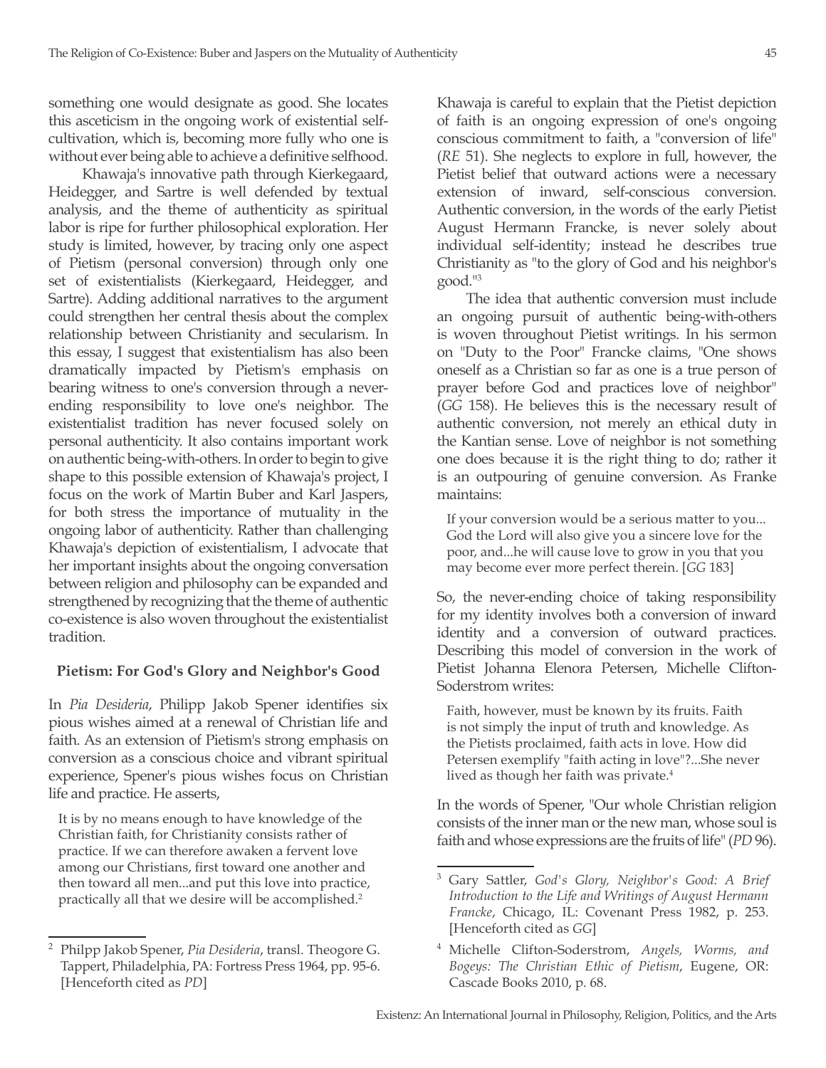something one would designate as good. She locates this asceticism in the ongoing work of existential self-cultivation, which is, becoming more fully who one is without ever being able to achieve a definitive selfhood.

Khawaja's innovative path through Kierkegaard, Heidegger, and Sartre is well defended by textual analysis, and the theme of authenticity as spiritual labor is ripe for further philosophical exploration. Her study is limited, however, by tracing only one aspect of Pietism (personal conversion) through only one set of existentialists (Kierkegaard, Heidegger, and Sartre). Adding additional narratives to the argument could strengthen her central thesis about the complex relationship between Christianity and secularism. In this essay, I suggest that existentialism has also been dramatically impacted by Pietism's emphasis on bearing witness to one's conversion through a never-ending responsibility to love one's neighbor. The existentialist tradition has never focused solely on personal authenticity. It also contains important work on authentic being-with-others. In order to begin to give shape to this possible extension of Khawaja's project, I focus on the work of Martin Buber and Karl Jaspers, for both stress the importance of mutuality in the ongoing labor of authenticity. Rather than challenging Khawaja's depiction of existentialism, I advocate that her important insights about the ongoing conversation between religion and philosophy can be expanded and strengthened by recognizing that the theme of authentic co-existence is also woven throughout the existentialist tradition.

## Pietism: For God's Glory and Neighbor's Good

In *Pia Desideria*, Philipp Jakob Spener identifies six pious wishes aimed at a renewal of Christian life and faith. As an extension of Pietism's strong emphasis on conversion as a conscious choice and vibrant spiritual experience, Spener's pious wishes focus on Christian life and practice. He asserts,

> It is by no means enough to have knowledge of the Christian faith, for Christianity consists rather of practice. If we can therefore awaken a fervent love among our Christians, first toward one another and then toward all men...and put this love into practice, practically all that we desire will be accomplished.[2]

Khawaja is careful to explain that the Pietist depiction of faith is an ongoing expression of one's ongoing conscious commitment to faith, a "conversion of life" (*RE* 51). She neglects to explore in full, however, the Pietist belief that outward actions were a necessary extension of inward, self-conscious conversion. Authentic conversion, in the words of the early Pietist August Hermann Francke, is never solely about individual self-identity; instead he describes true Christianity as "to the glory of God and his neighbor's good."[3]

The idea that authentic conversion must include an ongoing pursuit of authentic being-with-others is woven throughout Pietist writings. In his sermon on "Duty to the Poor" Francke claims, "One shows oneself as a Christian so far as one is a true person of prayer before God and practices love of neighbor" (*GG* 158). He believes this is the necessary result of authentic conversion, not merely an ethical duty in the Kantian sense. Love of neighbor is not something one does because it is the right thing to do; rather it is an outpouring of genuine conversion. As Franke maintains:

> If your conversion would be a serious matter to you... God the Lord will also give you a sincere love for the poor, and...he will cause love to grow in you that you may become ever more perfect therein. [*GG* 183]

So, the never-ending choice of taking responsibility for my identity involves both a conversion of inward identity and a conversion of outward practices. Describing this model of conversion in the work of Pietist Johanna Elenora Petersen, Michelle Clifton-Soderstrom writes:

> Faith, however, must be known by its fruits. Faith is not simply the input of truth and knowledge. As the Pietists proclaimed, faith acts in love. How did Petersen exemplify "faith acting in love"?...She never lived as though her faith was private.[4]

In the words of Spener, "Our whole Christian religion consists of the inner man or the new man, whose soul is faith and whose expressions are the fruits of life" (*PD* 96).

---

[2] Philpp Jakob Spener, *Pia Desideria*, transl. Theogore G. Tappert, Philadelphia, PA: Fortress Press 1964, pp. 95-6. [Henceforth cited as *PD*]

[3] Gary Sattler, *God's Glory, Neighbor's Good: A Brief Introduction to the Life and Writings of August Hermann Francke*, Chicago, IL: Covenant Press 1982, p. 253. [Henceforth cited as *GG*]

[4] Michelle Clifton-Soderstrom, *Angels, Worms, and Bogeys: The Christian Ethic of Pietism*, Eugene, OR: Cascade Books 2010, p. 68.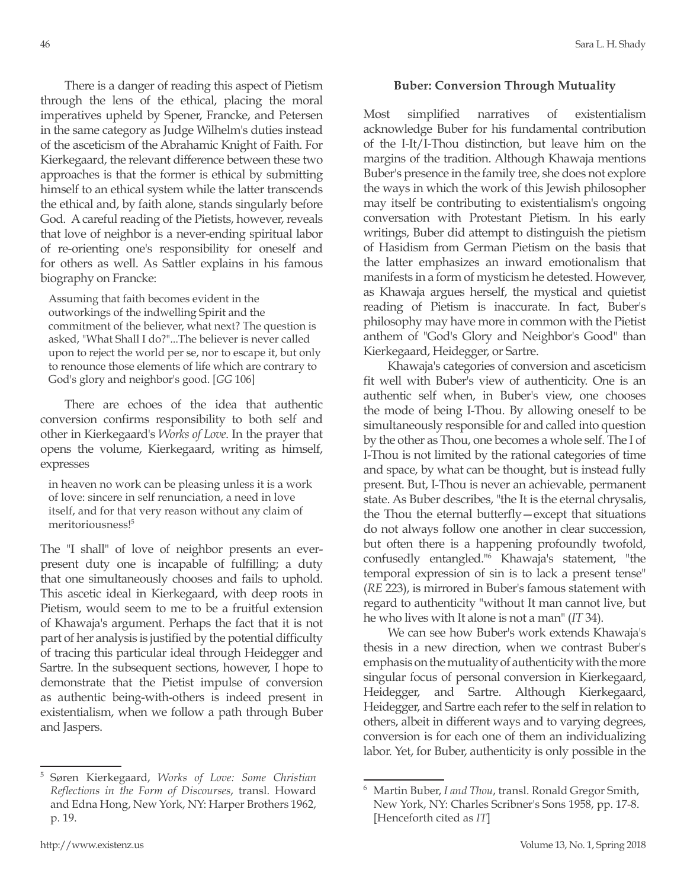There is a danger of reading this aspect of Pietism through the lens of the ethical, placing the moral imperatives upheld by Spener, Francke, and Petersen in the same category as Judge Wilhelm's duties instead of the asceticism of the Abrahamic Knight of Faith. For Kierkegaard, the relevant difference between these two approaches is that the former is ethical by submitting himself to an ethical system while the latter transcends the ethical and, by faith alone, stands singularly before God. A careful reading of the Pietists, however, reveals that love of neighbor is a never-ending spiritual labor of re-orienting one's responsibility for oneself and for others as well. As Sattler explains in his famous biography on Francke:

> Assuming that faith becomes evident in the outworkings of the indwelling Spirit and the commitment of the believer, what next? The question is asked, "What Shall I do?"...The believer is never called upon to reject the world per se, nor to escape it, but only to renounce those elements of life which are contrary to God's glory and neighbor's good. [*GG* 106]

There are echoes of the idea that authentic conversion confirms responsibility to both self and other in Kierkegaard's *Works of Love*. In the prayer that opens the volume, Kierkegaard, writing as himself, expresses

> in heaven no work can be pleasing unless it is a work of love: sincere in self renunciation, a need in love itself, and for that very reason without any claim of meritoriousness![5]

The "I shall" of love of neighbor presents an ever-present duty one is incapable of fulfilling; a duty that one simultaneously chooses and fails to uphold. This ascetic ideal in Kierkegaard, with deep roots in Pietism, would seem to me to be a fruitful extension of Khawaja's argument. Perhaps the fact that it is not part of her analysis is justified by the potential difficulty of tracing this particular ideal through Heidegger and Sartre. In the subsequent sections, however, I hope to demonstrate that the Pietist impulse of conversion as authentic being-with-others is indeed present in existentialism, when we follow a path through Buber and Jaspers.

### Buber: Conversion Through Mutuality

Most simplified narratives of existentialism acknowledge Buber for his fundamental contribution of the I-It/I-Thou distinction, but leave him on the margins of the tradition. Although Khawaja mentions Buber's presence in the family tree, she does not explore the ways in which the work of this Jewish philosopher may itself be contributing to existentialism's ongoing conversation with Protestant Pietism. In his early writings, Buber did attempt to distinguish the pietism of Hasidism from German Pietism on the basis that the latter emphasizes an inward emotionalism that manifests in a form of mysticism he detested. However, as Khawaja argues herself, the mystical and quietist reading of Pietism is inaccurate. In fact, Buber's philosophy may have more in common with the Pietist anthem of "God's Glory and Neighbor's Good" than Kierkegaard, Heidegger, or Sartre.

Khawaja's categories of conversion and asceticism fit well with Buber's view of authenticity. One is an authentic self when, in Buber's view, one chooses the mode of being I-Thou. By allowing oneself to be simultaneously responsible for and called into question by the other as Thou, one becomes a whole self. The I of I-Thou is not limited by the rational categories of time and space, by what can be thought, but is instead fully present. But, I-Thou is never an achievable, permanent state. As Buber describes, "the It is the eternal chrysalis, the Thou the eternal butterfly—except that situations do not always follow one another in clear succession, but often there is a happening profoundly twofold, confusedly entangled."[6] Khawaja's statement, "the temporal expression of sin is to lack a present tense" (*RE* 223), is mirrored in Buber's famous statement with regard to authenticity "without It man cannot live, but he who lives with It alone is not a man" (*IT* 34).

We can see how Buber's work extends Khawaja's thesis in a new direction, when we contrast Buber's emphasis on the mutuality of authenticity with the more singular focus of personal conversion in Kierkegaard, Heidegger, and Sartre. Although Kierkegaard, Heidegger, and Sartre each refer to the self in relation to others, albeit in different ways and to varying degrees, conversion is for each one of them an individualizing labor. Yet, for Buber, authenticity is only possible in the

---

[5] Søren Kierkegaard, *Works of Love: Some Christian Reflections in the Form of Discourses*, transl. Howard and Edna Hong, New York, NY: Harper Brothers 1962, p. 19.

[6] Martin Buber, *I and Thou*, transl. Ronald Gregor Smith, New York, NY: Charles Scribner's Sons 1958, pp. 17-8. [Henceforth cited as *IT*]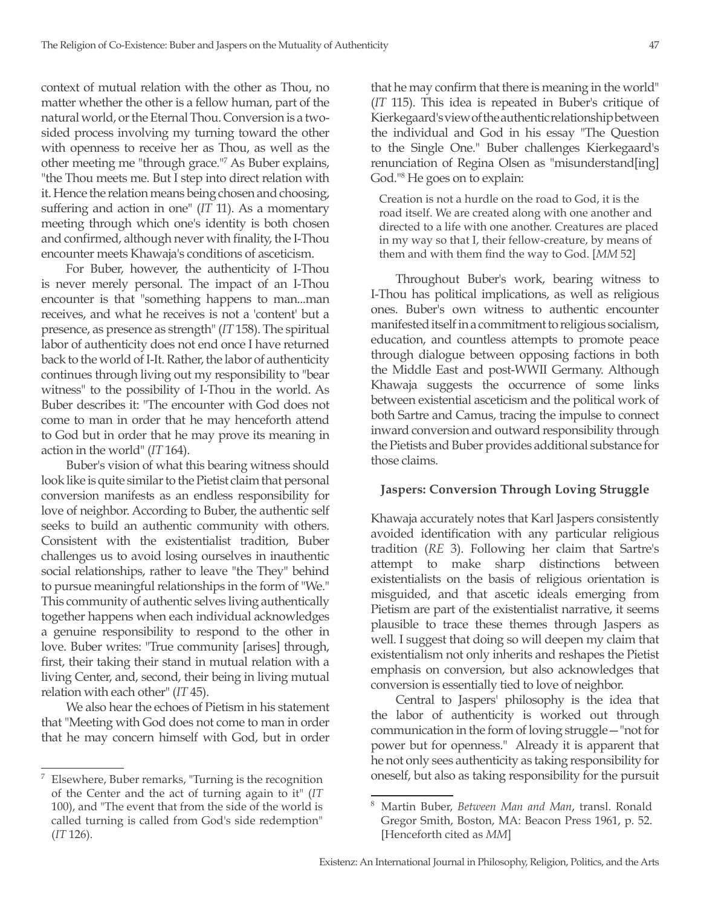context of mutual relation with the other as Thou, no matter whether the other is a fellow human, part of the natural world, or the Eternal Thou. Conversion is a two-sided process involving my turning toward the other with openness to receive her as Thou, as well as the other meeting me "through grace."[7] As Buber explains, "the Thou meets me. But I step into direct relation with it. Hence the relation means being chosen and choosing, suffering and action in one" (*IT* 11). As a momentary meeting through which one's identity is both chosen and confirmed, although never with finality, the I-Thou encounter meets Khawaja's conditions of asceticism.

For Buber, however, the authenticity of I-Thou is never merely personal. The impact of an I-Thou encounter is that "something happens to man...man receives, and what he receives is not a 'content' but a presence, as presence as strength" (*IT* 158). The spiritual labor of authenticity does not end once I have returned back to the world of I-It. Rather, the labor of authenticity continues through living out my responsibility to "bear witness" to the possibility of I-Thou in the world. As Buber describes it: "The encounter with God does not come to man in order that he may henceforth attend to God but in order that he may prove its meaning in action in the world" (*IT* 164).

Buber's vision of what this bearing witness should look like is quite similar to the Pietist claim that personal conversion manifests as an endless responsibility for love of neighbor. According to Buber, the authentic self seeks to build an authentic community with others. Consistent with the existentialist tradition, Buber challenges us to avoid losing ourselves in inauthentic social relationships, rather to leave "the They" behind to pursue meaningful relationships in the form of "We." This community of authentic selves living authentically together happens when each individual acknowledges a genuine responsibility to respond to the other in love. Buber writes: "True community [arises] through, first, their taking their stand in mutual relation with a living Center, and, second, their being in living mutual relation with each other" (*IT* 45).

We also hear the echoes of Pietism in his statement that "Meeting with God does not come to man in order that he may concern himself with God, but in order that he may confirm that there is meaning in the world" (*IT* 115). This idea is repeated in Buber's critique of Kierkegaard's view of the authentic relationship between the individual and God in his essay "The Question to the Single One." Buber challenges Kierkegaard's renunciation of Regina Olsen as "misunderstand[ing] God."[8] He goes on to explain:

> Creation is not a hurdle on the road to God, it is the road itself. We are created along with one another and directed to a life with one another. Creatures are placed in my way so that I, their fellow-creature, by means of them and with them find the way to God. [*MM* 52]

Throughout Buber's work, bearing witness to I-Thou has political implications, as well as religious ones. Buber's own witness to authentic encounter manifested itself in a commitment to religious socialism, education, and countless attempts to promote peace through dialogue between opposing factions in both the Middle East and post-WWII Germany. Although Khawaja suggests the occurrence of some links between existential asceticism and the political work of both Sartre and Camus, tracing the impulse to connect inward conversion and outward responsibility through the Pietists and Buber provides additional substance for those claims.

### Jaspers: Conversion Through Loving Struggle

Khawaja accurately notes that Karl Jaspers consistently avoided identification with any particular religious tradition (*RE* 3). Following her claim that Sartre's attempt to make sharp distinctions between existentialists on the basis of religious orientation is misguided, and that ascetic ideals emerging from Pietism are part of the existentialist narrative, it seems plausible to trace these themes through Jaspers as well. I suggest that doing so will deepen my claim that existentialism not only inherits and reshapes the Pietist emphasis on conversion, but also acknowledges that conversion is essentially tied to love of neighbor.

Central to Jaspers' philosophy is the idea that the labor of authenticity is worked out through communication in the form of loving struggle—"not for power but for openness." Already it is apparent that he not only sees authenticity as taking responsibility for oneself, but also as taking responsibility for the pursuit

---

[7] Elsewhere, Buber remarks, "Turning is the recognition of the Center and the act of turning again to it" (*IT* 100), and "The event that from the side of the world is called turning is called from God's side redemption" (*IT* 126).

[8] Martin Buber, *Between Man and Man*, transl. Ronald Gregor Smith, Boston, MA: Beacon Press 1961, p. 52. [Henceforth cited as *MM*]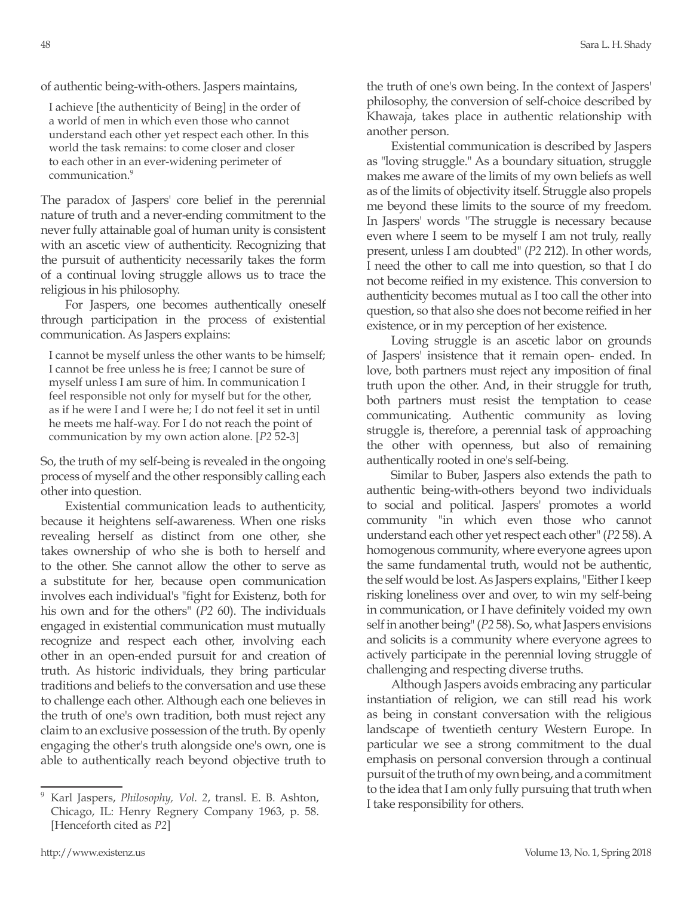of authentic being-with-others. Jaspers maintains,

> I achieve [the authenticity of Being] in the order of a world of men in which even those who cannot understand each other yet respect each other. In this world the task remains: to come closer and closer to each other in an ever-widening perimeter of communication.[9]

The paradox of Jaspers' core belief in the perennial nature of truth and a never-ending commitment to the never fully attainable goal of human unity is consistent with an ascetic view of authenticity. Recognizing that the pursuit of authenticity necessarily takes the form of a continual loving struggle allows us to trace the religious in his philosophy.

For Jaspers, one becomes authentically oneself through participation in the process of existential communication. As Jaspers explains:

> I cannot be myself unless the other wants to be himself; I cannot be free unless he is free; I cannot be sure of myself unless I am sure of him. In communication I feel responsible not only for myself but for the other, as if he were I and I were he; I do not feel it set in until he meets me half-way. For I do not reach the point of communication by my own action alone. [*P2* 52-3]

So, the truth of my self-being is revealed in the ongoing process of myself and the other responsibly calling each other into question.

Existential communication leads to authenticity, because it heightens self-awareness. When one risks revealing herself as distinct from one other, she takes ownership of who she is both to herself and to the other. She cannot allow the other to serve as a substitute for her, because open communication involves each individual's "fight for Existenz, both for his own and for the others" (*P2* 60). The individuals engaged in existential communication must mutually recognize and respect each other, involving each other in an open-ended pursuit for and creation of truth. As historic individuals, they bring particular traditions and beliefs to the conversation and use these to challenge each other. Although each one believes in the truth of one's own tradition, both must reject any claim to an exclusive possession of the truth. By openly engaging the other's truth alongside one's own, one is able to authentically reach beyond objective truth to the truth of one's own being. In the context of Jaspers' philosophy, the conversion of self-choice described by Khawaja, takes place in authentic relationship with another person.

Existential communication is described by Jaspers as "loving struggle." As a boundary situation, struggle makes me aware of the limits of my own beliefs as well as of the limits of objectivity itself. Struggle also propels me beyond these limits to the source of my freedom. In Jaspers' words "The struggle is necessary because even where I seem to be myself I am not truly, really present, unless I am doubted" (*P2* 212). In other words, I need the other to call me into question, so that I do not become reified in my existence. This conversion to authenticity becomes mutual as I too call the other into question, so that also she does not become reified in her existence, or in my perception of her existence.

Loving struggle is an ascetic labor on grounds of Jaspers' insistence that it remain open- ended. In love, both partners must reject any imposition of final truth upon the other. And, in their struggle for truth, both partners must resist the temptation to cease communicating. Authentic community as loving struggle is, therefore, a perennial task of approaching the other with openness, but also of remaining authentically rooted in one's self-being.

Similar to Buber, Jaspers also extends the path to authentic being-with-others beyond two individuals to social and political. Jaspers' promotes a world community "in which even those who cannot understand each other yet respect each other" (*P2* 58). A homogenous community, where everyone agrees upon the same fundamental truth, would not be authentic, the self would be lost. As Jaspers explains, "Either I keep risking loneliness over and over, to win my self-being in communication, or I have definitely voided my own self in another being" (*P2* 58). So, what Jaspers envisions and solicits is a community where everyone agrees to actively participate in the perennial loving struggle of challenging and respecting diverse truths.

Although Jaspers avoids embracing any particular instantiation of religion, we can still read his work as being in constant conversation with the religious landscape of twentieth century Western Europe. In particular we see a strong commitment to the dual emphasis on personal conversion through a continual pursuit of the truth of my own being, and a commitment to the idea that I am only fully pursuing that truth when I take responsibility for others.

---

[9] Karl Jaspers, *Philosophy, Vol. 2*, transl. E. B. Ashton, Chicago, IL: Henry Regnery Company 1963, p. 58. [Henceforth cited as *P2*]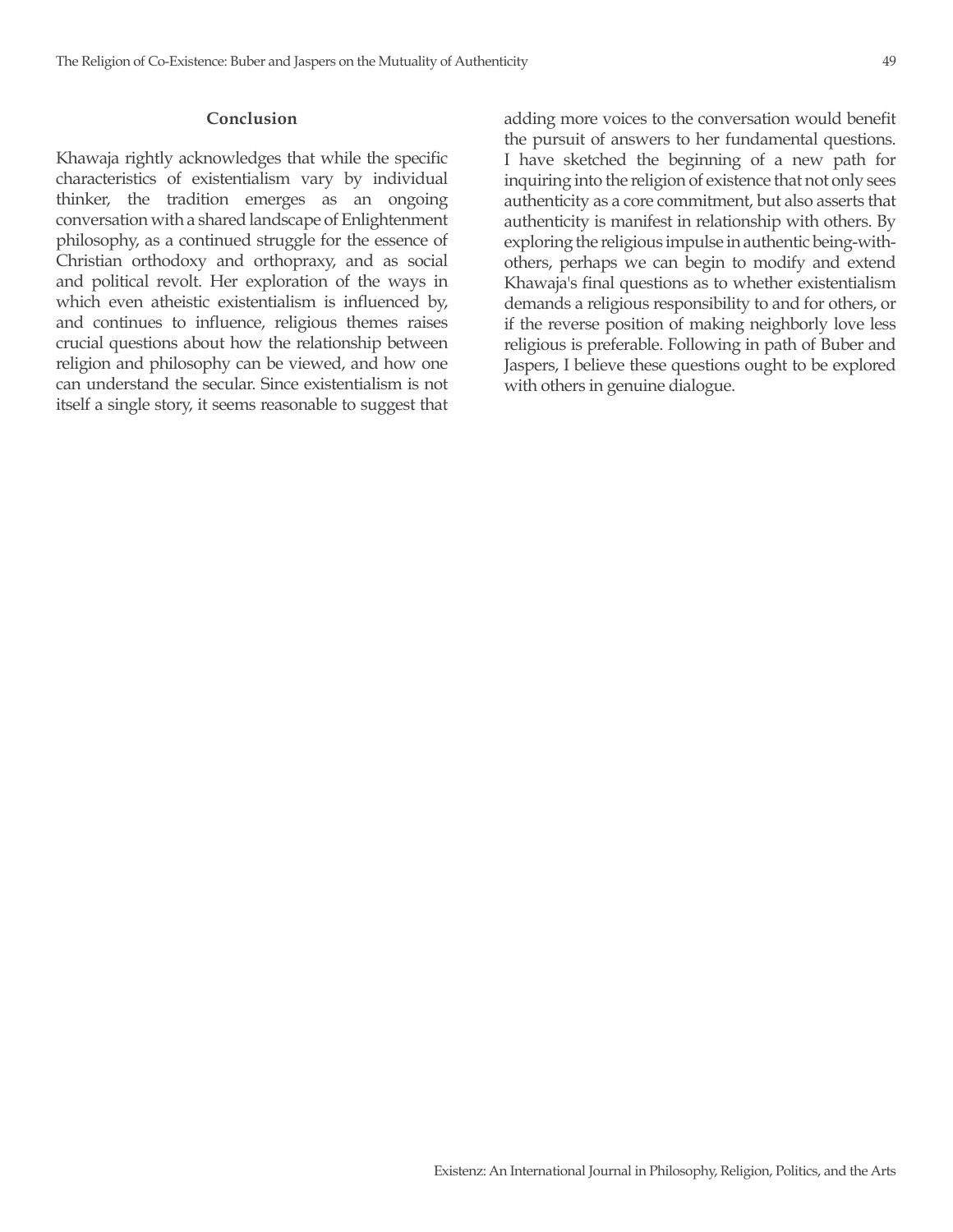## Conclusion

Khawaja rightly acknowledges that while the specific characteristics of existentialism vary by individual thinker, the tradition emerges as an ongoing conversation with a shared landscape of Enlightenment philosophy, as a continued struggle for the essence of Christian orthodoxy and orthopraxy, and as social and political revolt. Her exploration of the ways in which even atheistic existentialism is influenced by, and continues to influence, religious themes raises crucial questions about how the relationship between religion and philosophy can be viewed, and how one can understand the secular. Since existentialism is not itself a single story, it seems reasonable to suggest that adding more voices to the conversation would benefit the pursuit of answers to her fundamental questions. I have sketched the beginning of a new path for inquiring into the religion of existence that not only sees authenticity as a core commitment, but also asserts that authenticity is manifest in relationship with others. By exploring the religious impulse in authentic being-with-others, perhaps we can begin to modify and extend Khawaja's final questions as to whether existentialism demands a religious responsibility to and for others, or if the reverse position of making neighborly love less religious is preferable. Following in path of Buber and Jaspers, I believe these questions ought to be explored with others in genuine dialogue.